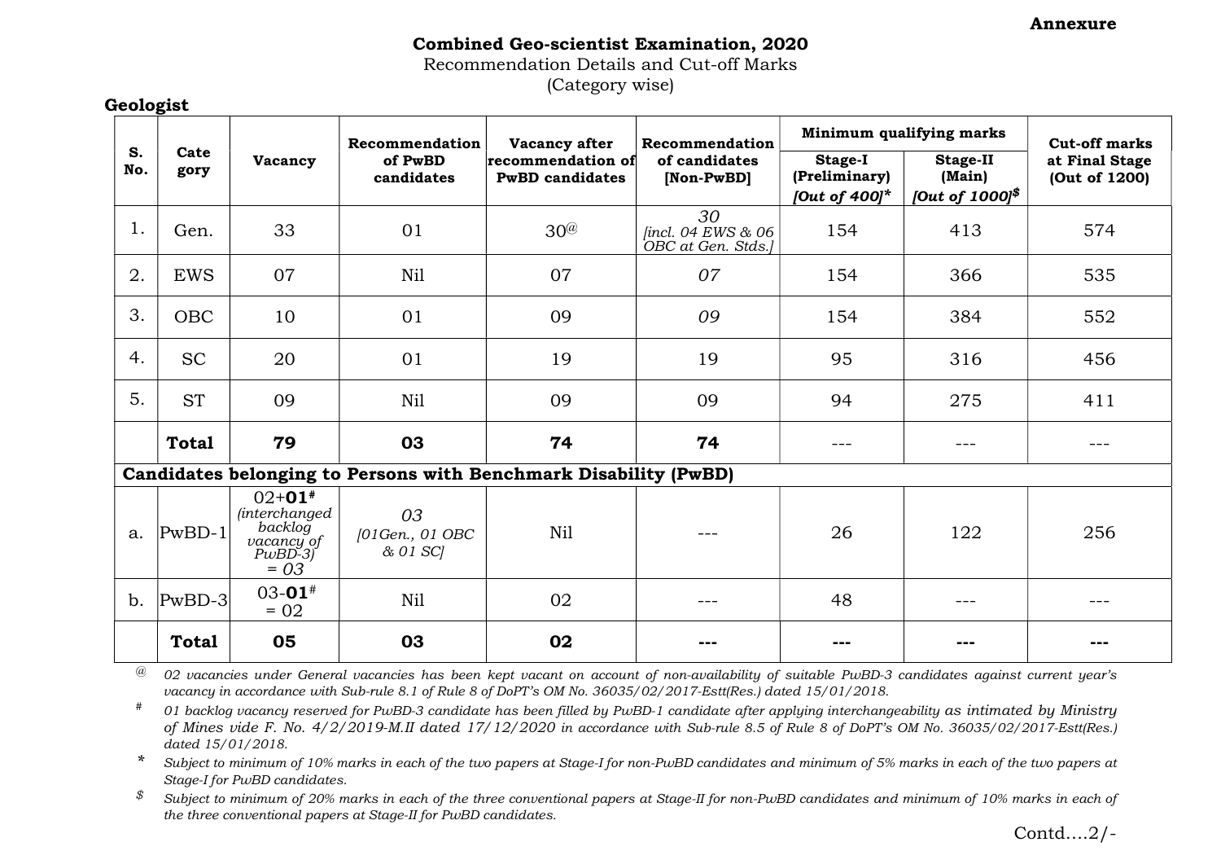Annexure

# Combined Geo-scientist Examination, 2020

Recommendation Details and Cut-off Marks
(Category wise)

## Geologist

| S. No. | Category | Vacancy | Recommendation of PwBD candidates | Vacancy after recommendation of PwBD candidates | Recommendation of candidates [Non-PwBD] | Minimum qualifying marks | | Cut-off marks at Final Stage (Out of 1200) |
|---|---|---|---|---|---|---|---|---|
| | | | | | | Stage-I (Preliminary) *[Out of 400]** | Stage-II (Main) *[Out of 1000]*$ | |
| 1. | Gen. | 33 | 01 | 30@ | *30 [incl. 04 EWS & 06 OBC at Gen. Stds.]* | 154 | 413 | 574 |
| 2. | EWS | 07 | Nil | 07 | *07* | 154 | 366 | 535 |
| 3. | OBC | 10 | 01 | 09 | *09* | 154 | 384 | 552 |
| 4. | SC | 20 | 01 | 19 | 19 | 95 | 316 | 456 |
| 5. | ST | 09 | Nil | 09 | 09 | 94 | 275 | 411 |
| | **Total** | **79** | **03** | **74** | **74** | --- | --- | --- |
| **Candidates belonging to Persons with Benchmark Disability (PwBD)** | | | | | | | | |
| a. | PwBD-1 | 02+**01**# *(interchanged backlog vacancy of PwBD-3) = 03* | *03 [01Gen., 01 OBC & 01 SC]* | Nil | --- | 26 | 122 | 256 |
| b. | PwBD-3 | 03-**01**# = 02 | Nil | 02 | --- | 48 | --- | --- |
| | **Total** | **05** | **03** | **02** | **---** | **---** | **---** | **---** |

@ *02 vacancies under General vacancies has been kept vacant on account of non-availability of suitable PwBD-3 candidates against current year's vacancy in accordance with Sub-rule 8.1 of Rule 8 of DoPT's OM No. 36035/02/2017-Estt(Res.) dated 15/01/2018.*

# *01 backlog vacancy reserved for PwBD-3 candidate has been filled by PwBD-1 candidate after applying interchangeability as intimated by Ministry of Mines vide F. No. 4/2/2019-M.II dated 17/12/2020 in accordance with Sub-rule 8.5 of Rule 8 of DoPT's OM No. 36035/02/2017-Estt(Res.) dated 15/01/2018.*

\* *Subject to minimum of 10% marks in each of the two papers at Stage-I for non-PwBD candidates and minimum of 5% marks in each of the two papers at Stage-I for PwBD candidates.*

$ *Subject to minimum of 20% marks in each of the three conventional papers at Stage-II for non-PwBD candidates and minimum of 10% marks in each of the three conventional papers at Stage-II for PwBD candidates.*

Contd....2/-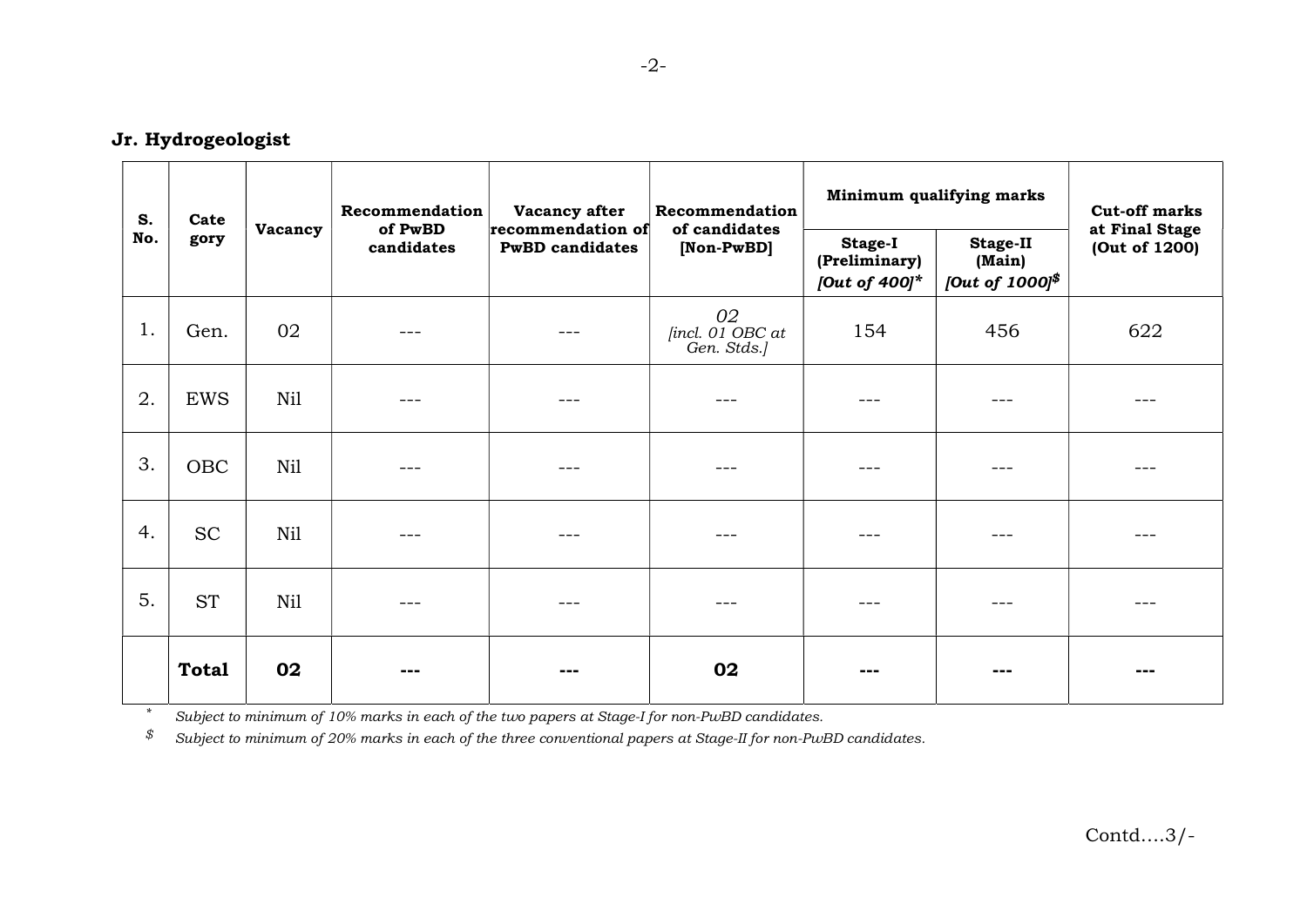**Jr. Hydrogeologist**

| S. No. | Category | Vacancy | Recommendation of PwBD candidates | Vacancy after recommendation of PwBD candidates | Recommendation of candidates [Non-PwBD] | Minimum qualifying marks | | Cut-off marks at Final Stage (Out of 1200) |
|---|---|---|---|---|---|---|---|---|
| | | | | | | Stage-I (Preliminary) *[Out of 400]** | Stage-II (Main) *[Out of 1000]$* | |
| 1. | Gen. | 02 | --- | --- | 02 *[incl. 01 OBC at Gen. Stds.]* | 154 | 456 | 622 |
| 2. | EWS | Nil | --- | --- | --- | --- | --- | --- |
| 3. | OBC | Nil | --- | --- | --- | --- | --- | --- |
| 4. | SC | Nil | --- | --- | --- | --- | --- | --- |
| 5. | ST | Nil | --- | --- | --- | --- | --- | --- |
| | **Total** | **02** | **---** | **---** | **02** | **---** | **---** | **---** |

\* *Subject to minimum of 10% marks in each of the two papers at Stage-I for non-PwBD candidates.*

$ *Subject to minimum of 20% marks in each of the three conventional papers at Stage-II for non-PwBD candidates.*

Contd....3/-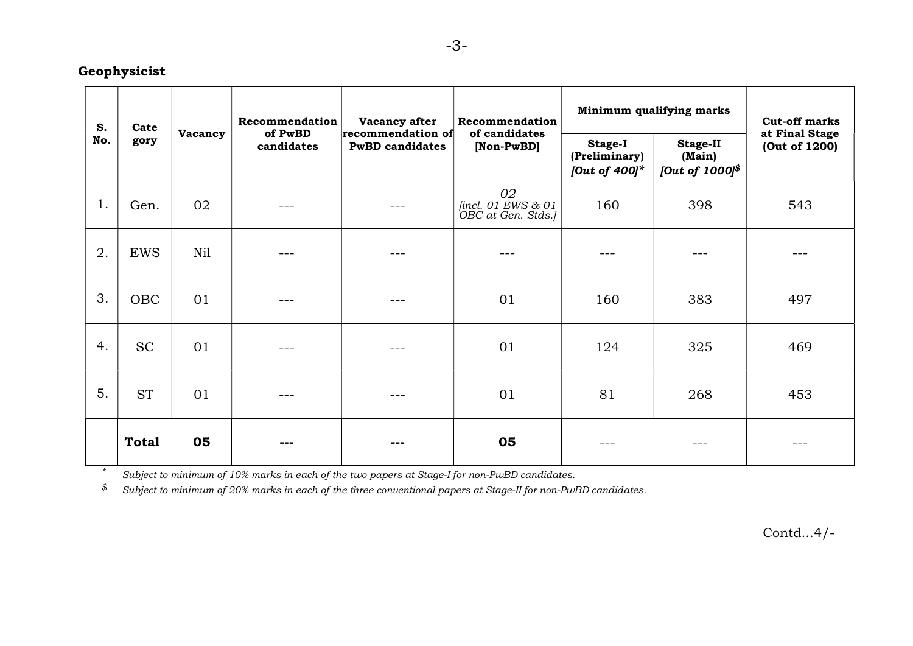**Geophysicist**

| S. No. | Category | Vacancy | Recommendation of PwBD candidates | Vacancy after recommendation of PwBD candidates | Recommendation of candidates [Non-PwBD] | Minimum qualifying marks | | Cut-off marks at Final Stage (Out of 1200) |
|---|---|---|---|---|---|---|---|---|
| | | | | | | Stage-I (Preliminary) *[Out of 400]** | Stage-II (Main) *[Out of 1000]$* | |
| 1. | Gen. | 02 | --- | --- | *02 [incl. 01 EWS & 01 OBC at Gen. Stds.]* | 160 | 398 | 543 |
| 2. | EWS | Nil | --- | --- | --- | --- | --- | --- |
| 3. | OBC | 01 | --- | --- | 01 | 160 | 383 | 497 |
| 4. | SC | 01 | --- | --- | 01 | 124 | 325 | 469 |
| 5. | ST | 01 | --- | --- | 01 | 81 | 268 | 453 |
| | **Total** | **05** | **---** | **---** | **05** | --- | --- | --- |

\* *Subject to minimum of 10% marks in each of the two papers at Stage-I for non-PwBD candidates.*

$ *Subject to minimum of 20% marks in each of the three conventional papers at Stage-II for non-PwBD candidates.*

Contd...4/-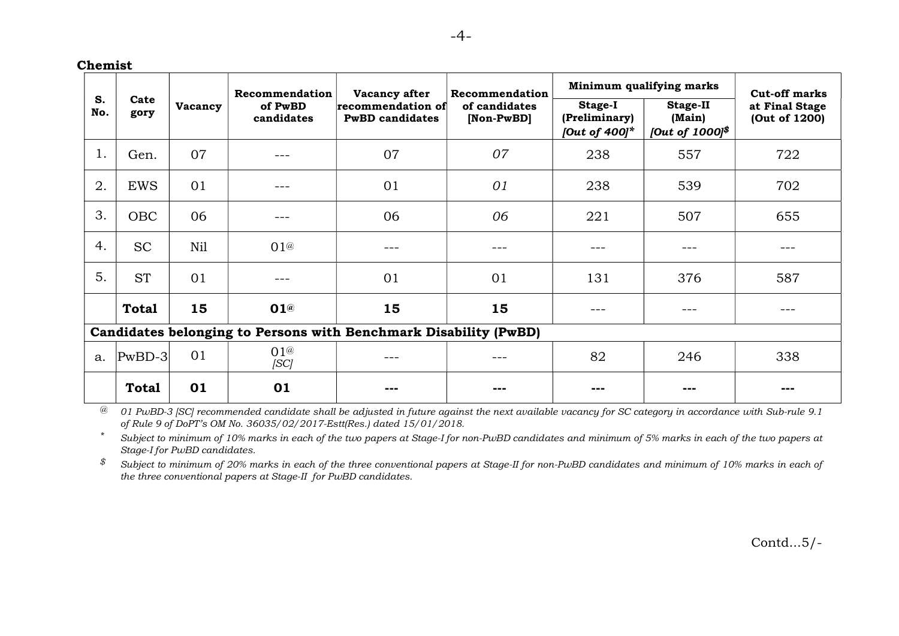**Chemist**

| S. No. | Category | Vacancy | Recommendation of PwBD candidates | Vacancy after recommendation of PwBD candidates | Recommendation of candidates [Non-PwBD] | Minimum qualifying marks | | Cut-off marks at Final Stage (Out of 1200) |
|---|---|---|---|---|---|---|---|---|
| | | | | | | Stage-I (Preliminary) *[Out of 400]** | Stage-II (Main) *[Out of 1000]$* | |
| 1. | Gen. | 07 | --- | 07 | *07* | 238 | 557 | 722 |
| 2. | EWS | 01 | --- | 01 | *01* | 238 | 539 | 702 |
| 3. | OBC | 06 | --- | 06 | *06* | 221 | 507 | 655 |
| 4. | SC | Nil | 01@ | --- | --- | --- | --- | --- |
| 5. | ST | 01 | --- | 01 | 01 | 131 | 376 | 587 |
| | **Total** | **15** | **01@** | **15** | **15** | --- | --- | --- |
| **Candidates belonging to Persons with Benchmark Disability (PwBD)** | | | | | | | | |
| a. | PwBD-3 | 01 | 01@ *[SC]* | --- | --- | 82 | 246 | 338 |
| | **Total** | **01** | **01** | **---** | **---** | **---** | **---** | **---** |

@ *01 PwBD-3 [SC] recommended candidate shall be adjusted in future against the next available vacancy for SC category in accordance with Sub-rule 9.1 of Rule 9 of DoPT's OM No. 36035/02/2017-Estt(Res.) dated 15/01/2018.*

\* *Subject to minimum of 10% marks in each of the two papers at Stage-I for non-PwBD candidates and minimum of 5% marks in each of the two papers at Stage-I for PwBD candidates.*

$ *Subject to minimum of 20% marks in each of the three conventional papers at Stage-II for non-PwBD candidates and minimum of 10% marks in each of the three conventional papers at Stage-II for PwBD candidates.*

Contd...5/-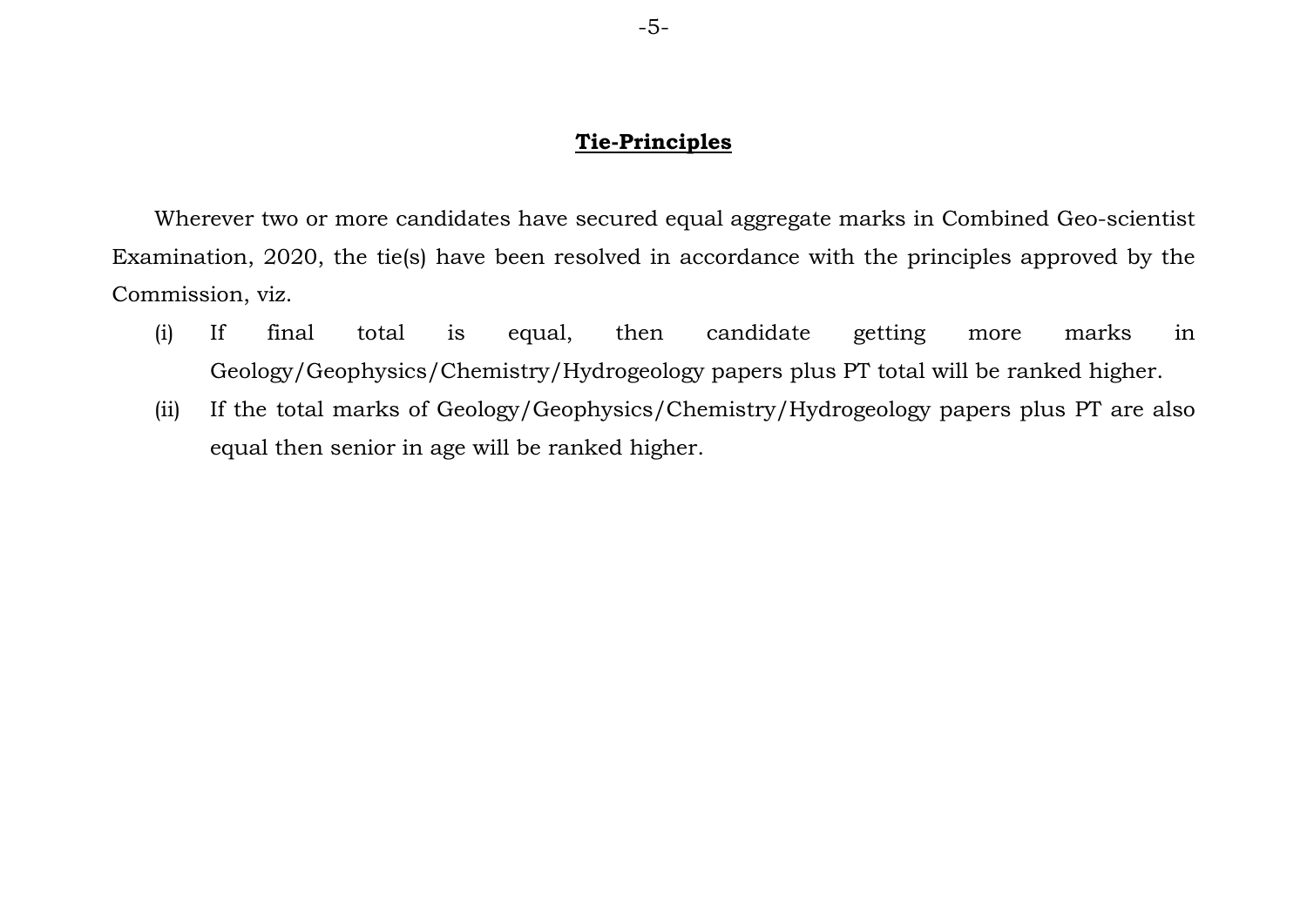## Tie-Principles

Wherever two or more candidates have secured equal aggregate marks in Combined Geo-scientist Examination, 2020, the tie(s) have been resolved in accordance with the principles approved by the Commission, viz.

(i) If final total is equal, then candidate getting more marks in Geology/Geophysics/Chemistry/Hydrogeology papers plus PT total will be ranked higher.

(ii) If the total marks of Geology/Geophysics/Chemistry/Hydrogeology papers plus PT are also equal then senior in age will be ranked higher.